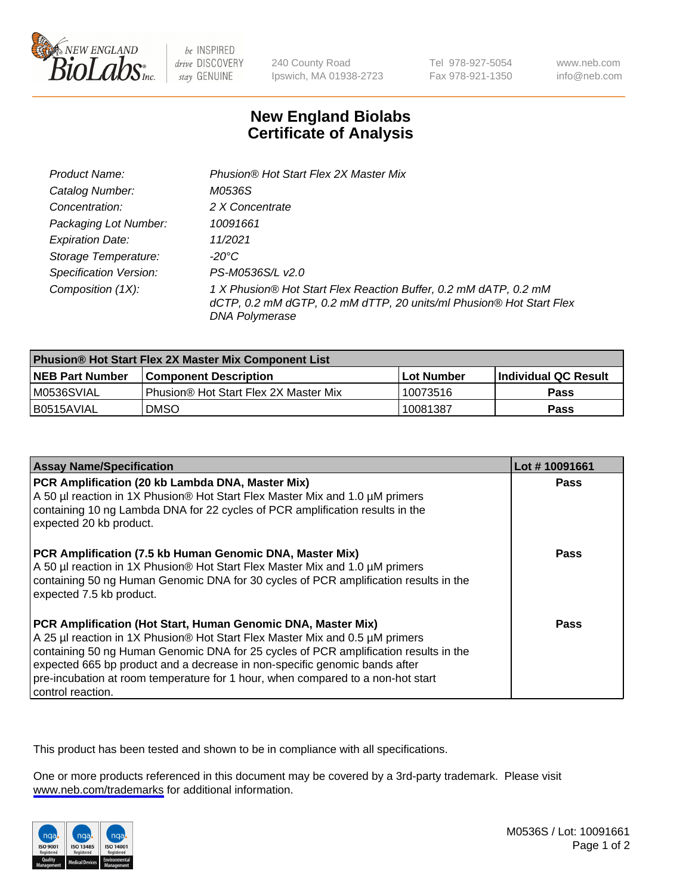New England Biolabs — be INSPIRED drive DISCOVERY stay GENUINE

240 County Road
Ipswich, MA 01938-2723

Tel 978-927-5054
Fax 978-921-1350

www.neb.com
info@neb.com

# New England Biolabs Certificate of Analysis

| | |
|---|---|
| *Product Name:* | *Phusion® Hot Start Flex 2X Master Mix* |
| *Catalog Number:* | *M0536S* |
| *Concentration:* | *2 X Concentrate* |
| *Packaging Lot Number:* | *10091661* |
| *Expiration Date:* | *11/2021* |
| *Storage Temperature:* | *-20°C* |
| *Specification Version:* | *PS-M0536S/L v2.0* |
| *Composition (1X):* | *1 X Phusion® Hot Start Flex Reaction Buffer, 0.2 mM dATP, 0.2 mM dCTP, 0.2 mM dGTP, 0.2 mM dTTP, 20 units/ml Phusion® Hot Start Flex DNA Polymerase* |

| Phusion® Hot Start Flex 2X Master Mix Component List | | | |
|---|---|---|---|
| **NEB Part Number** | **Component Description** | **Lot Number** | **Individual QC Result** |
| M0536SVIAL | Phusion® Hot Start Flex 2X Master Mix | 10073516 | **Pass** |
| B0515AVIAL | DMSO | 10081387 | **Pass** |

| Assay Name/Specification | Lot # 10091661 |
|---|---|
| **PCR Amplification (20 kb Lambda DNA, Master Mix)**<br>A 50 µl reaction in 1X Phusion® Hot Start Flex Master Mix and 1.0 µM primers containing 10 ng Lambda DNA for 22 cycles of PCR amplification results in the expected 20 kb product. | **Pass** |
| **PCR Amplification (7.5 kb Human Genomic DNA, Master Mix)**<br>A 50 µl reaction in 1X Phusion® Hot Start Flex Master Mix and 1.0 µM primers containing 50 ng Human Genomic DNA for 30 cycles of PCR amplification results in the expected 7.5 kb product. | **Pass** |
| **PCR Amplification (Hot Start, Human Genomic DNA, Master Mix)**<br>A 25 µl reaction in 1X Phusion® Hot Start Flex Master Mix and 0.5 µM primers containing 50 ng Human Genomic DNA for 25 cycles of PCR amplification results in the expected 665 bp product and a decrease in non-specific genomic bands after pre-incubation at room temperature for 1 hour, when compared to a non-hot start control reaction. | **Pass** |

This product has been tested and shown to be in compliance with all specifications.

One or more products referenced in this document may be covered by a 3rd-party trademark. Please visit www.neb.com/trademarks for additional information.

M0536S / Lot: 10091661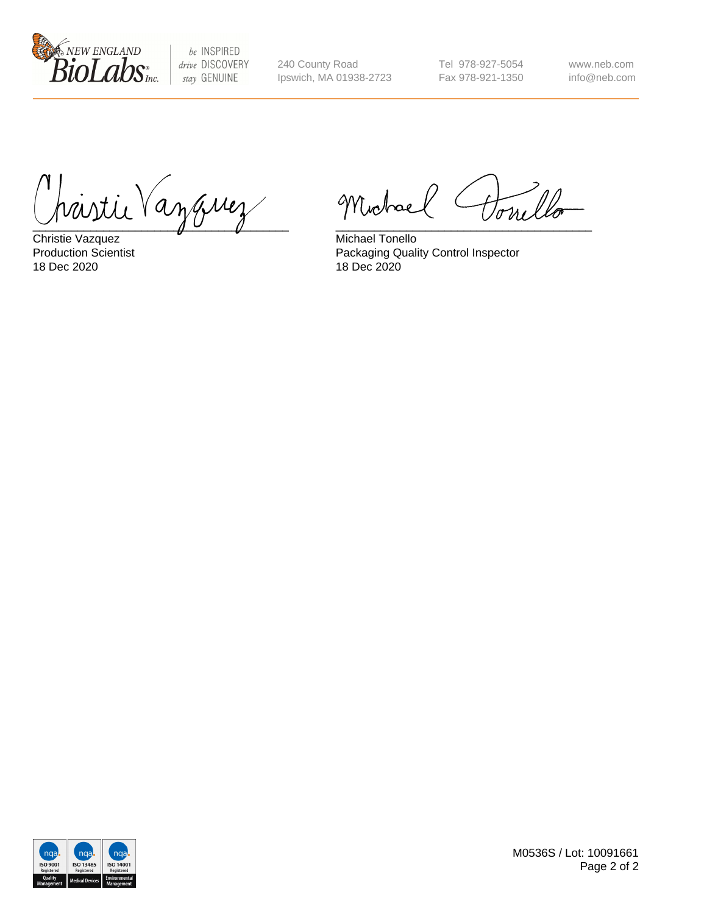Christie Vazquez
Production Scientist
18 Dec 2020

Michael Tonello
Packaging Quality Control Inspector
18 Dec 2020

M0536S / Lot: 10091661